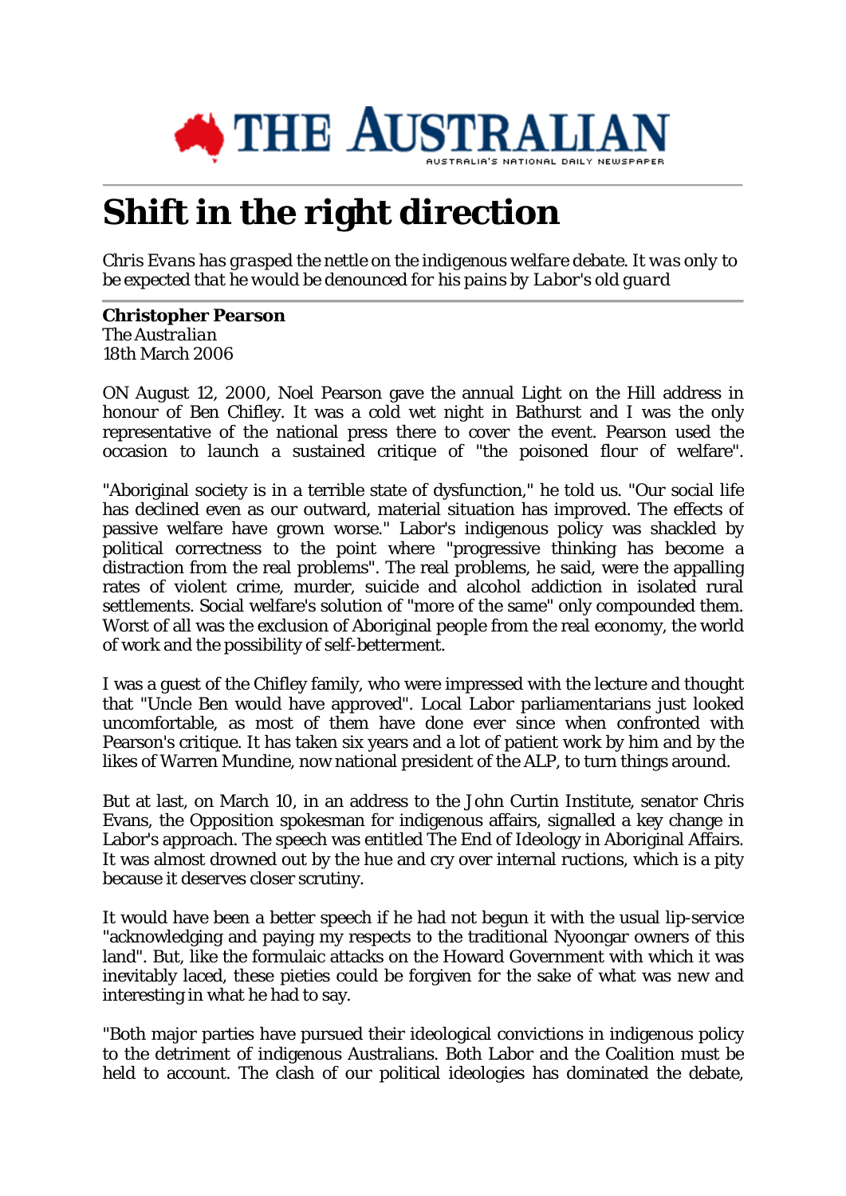THE AUSTRALIAN

AUSTRALIA'S NATIONAL DAILY NEWSPAPER

# Shift in the right direction

*Chris Evans has grasped the nettle on the indigenous welfare debate. It was only to be expected that he would be denounced for his pains by Labor's old guard*

**Christopher Pearson**
The *Australian*
18th March 2006

ON August 12, 2000, Noel Pearson gave the annual Light on the Hill address in honour of Ben Chifley. It was a cold wet night in Bathurst and I was the only representative of the national press there to cover the event. Pearson used the occasion to launch a sustained critique of "the poisoned flour of welfare".

"Aboriginal society is in a terrible state of dysfunction," he told us. "Our social life has declined even as our outward, material situation has improved. The effects of passive welfare have grown worse." Labor's indigenous policy was shackled by political correctness to the point where "progressive thinking has become a distraction from the real problems". The real problems, he said, were the appalling rates of violent crime, murder, suicide and alcohol addiction in isolated rural settlements. Social welfare's solution of "more of the same" only compounded them. Worst of all was the exclusion of Aboriginal people from the real economy, the world of work and the possibility of self-betterment.

I was a guest of the Chifley family, who were impressed with the lecture and thought that "Uncle Ben would have approved". Local Labor parliamentarians just looked uncomfortable, as most of them have done ever since when confronted with Pearson's critique. It has taken six years and a lot of patient work by him and by the likes of Warren Mundine, now national president of the ALP, to turn things around.

But at last, on March 10, in an address to the John Curtin Institute, senator Chris Evans, the Opposition spokesman for indigenous affairs, signalled a key change in Labor's approach. The speech was entitled The End of Ideology in Aboriginal Affairs. It was almost drowned out by the hue and cry over internal ructions, which is a pity because it deserves closer scrutiny.

It would have been a better speech if he had not begun it with the usual lip-service "acknowledging and paying my respects to the traditional Nyoongar owners of this land". But, like the formulaic attacks on the Howard Government with which it was inevitably laced, these pieties could be forgiven for the sake of what was new and interesting in what he had to say.

"Both major parties have pursued their ideological convictions in indigenous policy to the detriment of indigenous Australians. Both Labor and the Coalition must be held to account. The clash of our political ideologies has dominated the debate,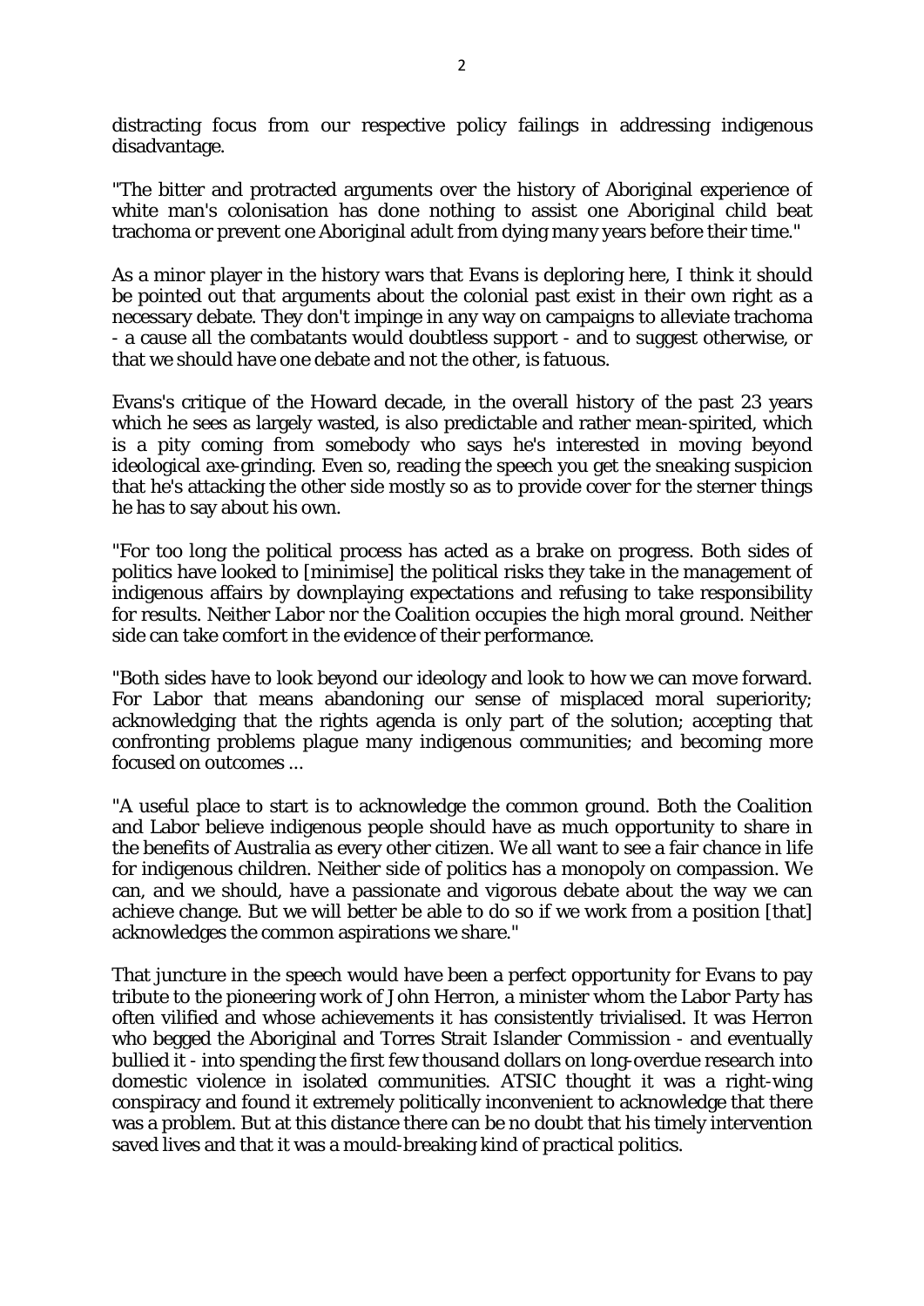distracting focus from our respective policy failings in addressing indigenous disadvantage.

"The bitter and protracted arguments over the history of Aboriginal experience of white man's colonisation has done nothing to assist one Aboriginal child beat trachoma or prevent one Aboriginal adult from dying many years before their time."

As a minor player in the history wars that Evans is deploring here, I think it should be pointed out that arguments about the colonial past exist in their own right as a necessary debate. They don't impinge in any way on campaigns to alleviate trachoma - a cause all the combatants would doubtless support - and to suggest otherwise, or that we should have one debate and not the other, is fatuous.

Evans's critique of the Howard decade, in the overall history of the past 23 years which he sees as largely wasted, is also predictable and rather mean-spirited, which is a pity coming from somebody who says he's interested in moving beyond ideological axe-grinding. Even so, reading the speech you get the sneaking suspicion that he's attacking the other side mostly so as to provide cover for the sterner things he has to say about his own.

"For too long the political process has acted as a brake on progress. Both sides of politics have looked to [minimise] the political risks they take in the management of indigenous affairs by downplaying expectations and refusing to take responsibility for results. Neither Labor nor the Coalition occupies the high moral ground. Neither side can take comfort in the evidence of their performance.

"Both sides have to look beyond our ideology and look to how we can move forward. For Labor that means abandoning our sense of misplaced moral superiority; acknowledging that the rights agenda is only part of the solution; accepting that confronting problems plague many indigenous communities; and becoming more focused on outcomes ...

"A useful place to start is to acknowledge the common ground. Both the Coalition and Labor believe indigenous people should have as much opportunity to share in the benefits of Australia as every other citizen. We all want to see a fair chance in life for indigenous children. Neither side of politics has a monopoly on compassion. We can, and we should, have a passionate and vigorous debate about the way we can achieve change. But we will better be able to do so if we work from a position [that] acknowledges the common aspirations we share."

That juncture in the speech would have been a perfect opportunity for Evans to pay tribute to the pioneering work of John Herron, a minister whom the Labor Party has often vilified and whose achievements it has consistently trivialised. It was Herron who begged the Aboriginal and Torres Strait Islander Commission - and eventually bullied it - into spending the first few thousand dollars on long-overdue research into domestic violence in isolated communities. ATSIC thought it was a right-wing conspiracy and found it extremely politically inconvenient to acknowledge that there was a problem. But at this distance there can be no doubt that his timely intervention saved lives and that it was a mould-breaking kind of practical politics.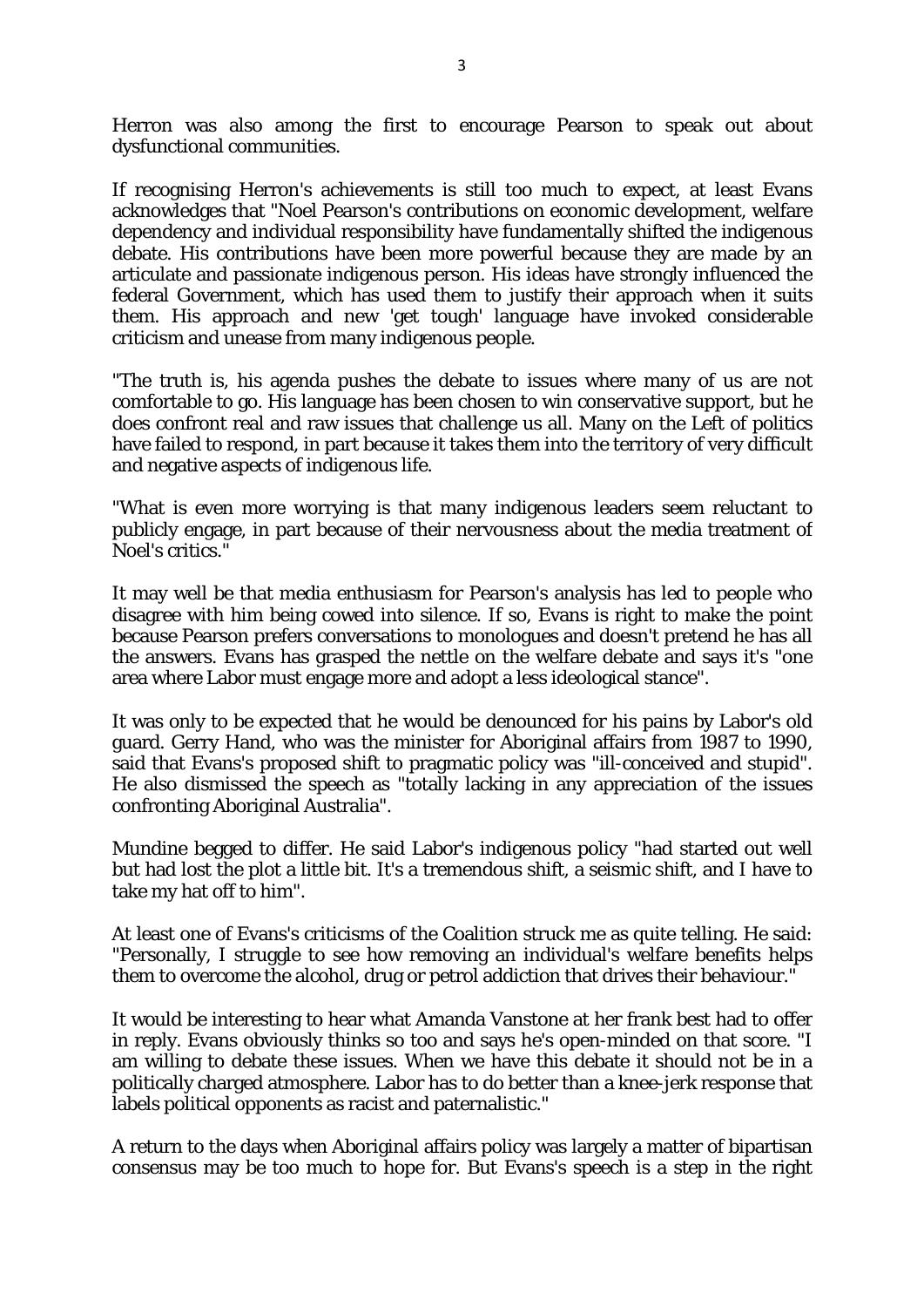Herron was also among the first to encourage Pearson to speak out about dysfunctional communities.

If recognising Herron's achievements is still too much to expect, at least Evans acknowledges that "Noel Pearson's contributions on economic development, welfare dependency and individual responsibility have fundamentally shifted the indigenous debate. His contributions have been more powerful because they are made by an articulate and passionate indigenous person. His ideas have strongly influenced the federal Government, which has used them to justify their approach when it suits them. His approach and new 'get tough' language have invoked considerable criticism and unease from many indigenous people.

"The truth is, his agenda pushes the debate to issues where many of us are not comfortable to go. His language has been chosen to win conservative support, but he does confront real and raw issues that challenge us all. Many on the Left of politics have failed to respond, in part because it takes them into the territory of very difficult and negative aspects of indigenous life.

"What is even more worrying is that many indigenous leaders seem reluctant to publicly engage, in part because of their nervousness about the media treatment of Noel's critics."

It may well be that media enthusiasm for Pearson's analysis has led to people who disagree with him being cowed into silence. If so, Evans is right to make the point because Pearson prefers conversations to monologues and doesn't pretend he has all the answers. Evans has grasped the nettle on the welfare debate and says it's "one area where Labor must engage more and adopt a less ideological stance".

It was only to be expected that he would be denounced for his pains by Labor's old guard. Gerry Hand, who was the minister for Aboriginal affairs from 1987 to 1990, said that Evans's proposed shift to pragmatic policy was "ill-conceived and stupid". He also dismissed the speech as "totally lacking in any appreciation of the issues confronting Aboriginal Australia".

Mundine begged to differ. He said Labor's indigenous policy "had started out well but had lost the plot a little bit. It's a tremendous shift, a seismic shift, and I have to take my hat off to him".

At least one of Evans's criticisms of the Coalition struck me as quite telling. He said: "Personally, I struggle to see how removing an individual's welfare benefits helps them to overcome the alcohol, drug or petrol addiction that drives their behaviour."

It would be interesting to hear what Amanda Vanstone at her frank best had to offer in reply. Evans obviously thinks so too and says he's open-minded on that score. "I am willing to debate these issues. When we have this debate it should not be in a politically charged atmosphere. Labor has to do better than a knee-jerk response that labels political opponents as racist and paternalistic."

A return to the days when Aboriginal affairs policy was largely a matter of bipartisan consensus may be too much to hope for. But Evans's speech is a step in the right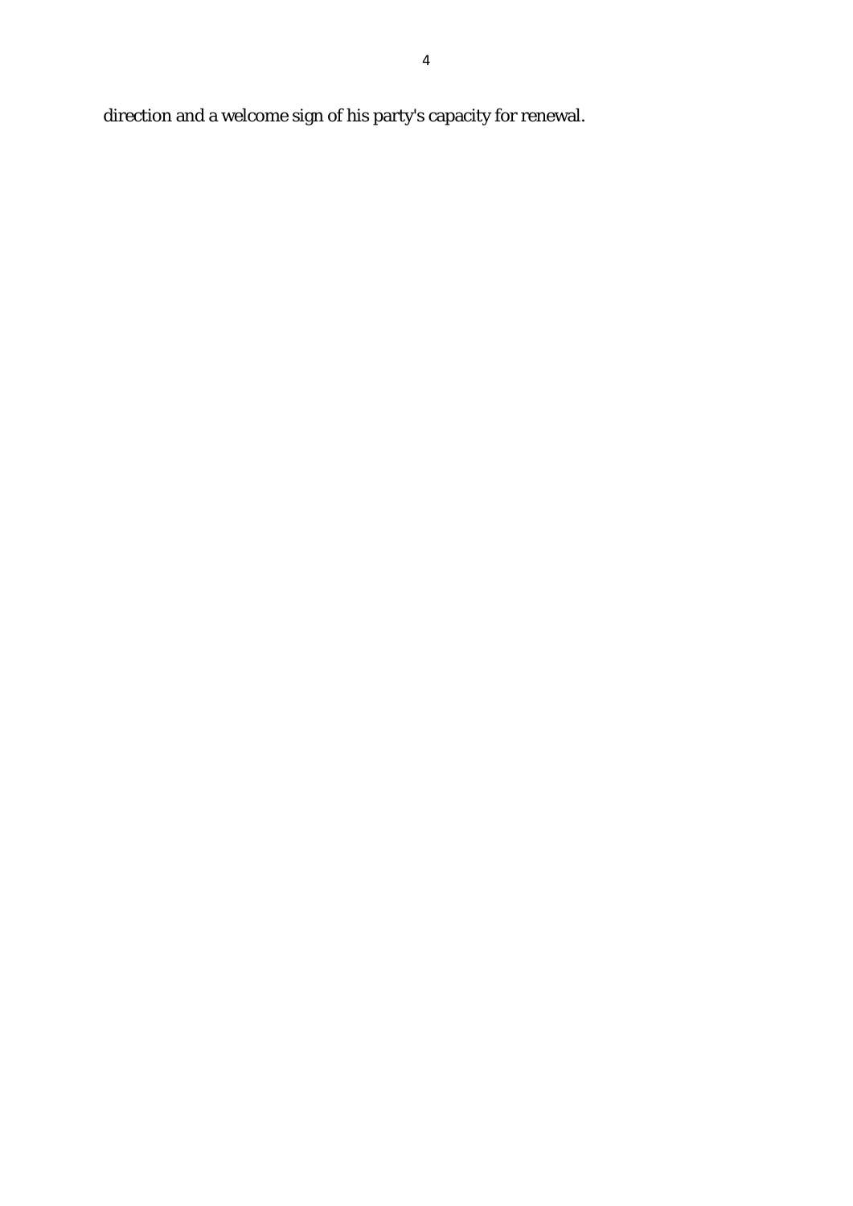direction and a welcome sign of his party's capacity for renewal.